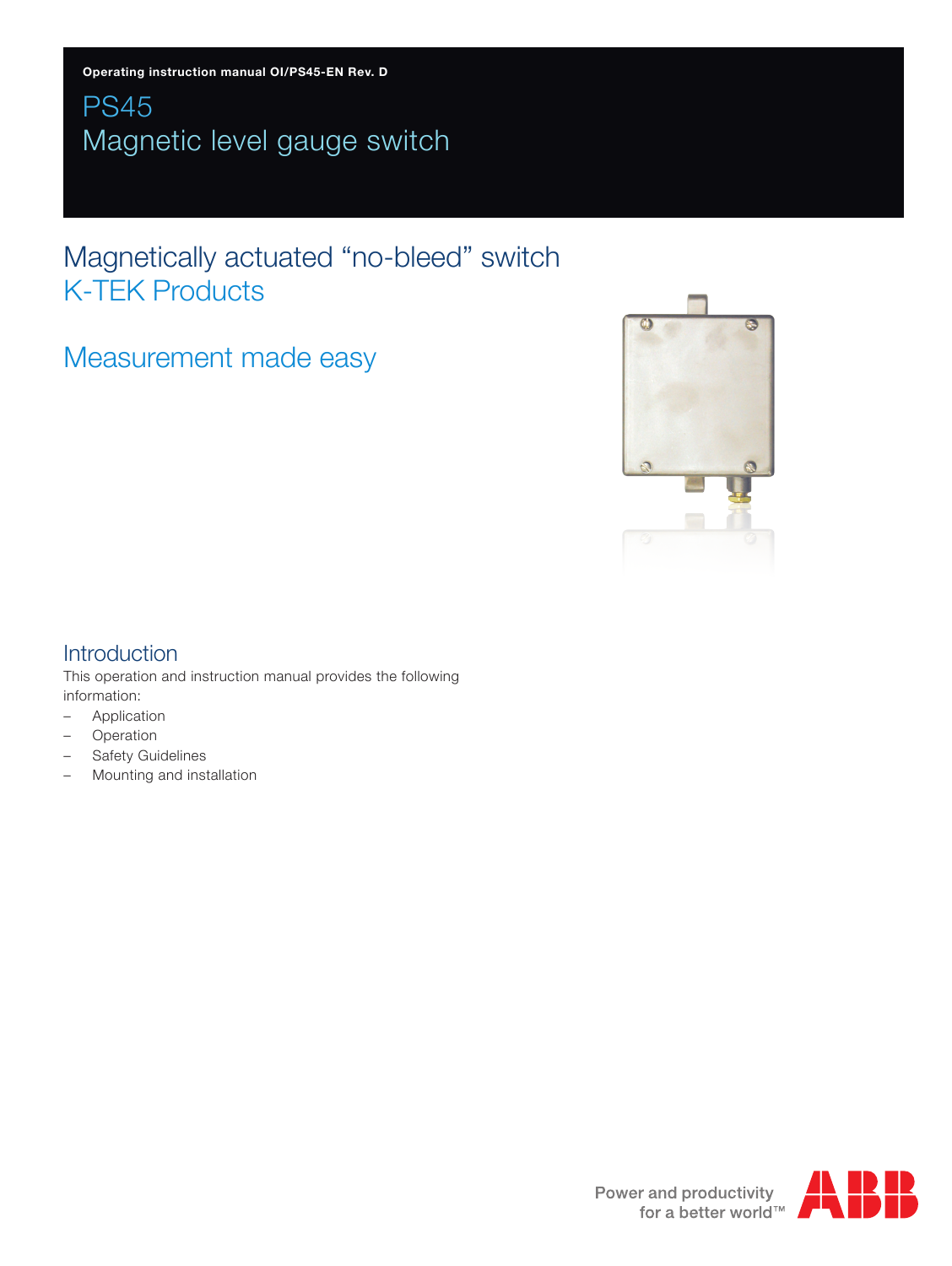Operating instruction manual OI/PS45-EN Rev. D

# PS45
# Magnetic level gauge switch

## Magnetically actuated “no-bleed” switch
## K-TEK Products

## Measurement made easy

## Introduction

This operation and instruction manual provides the following information:

- Application
- Operation
- Safety Guidelines
- Mounting and installation

Power and productivity for a better world™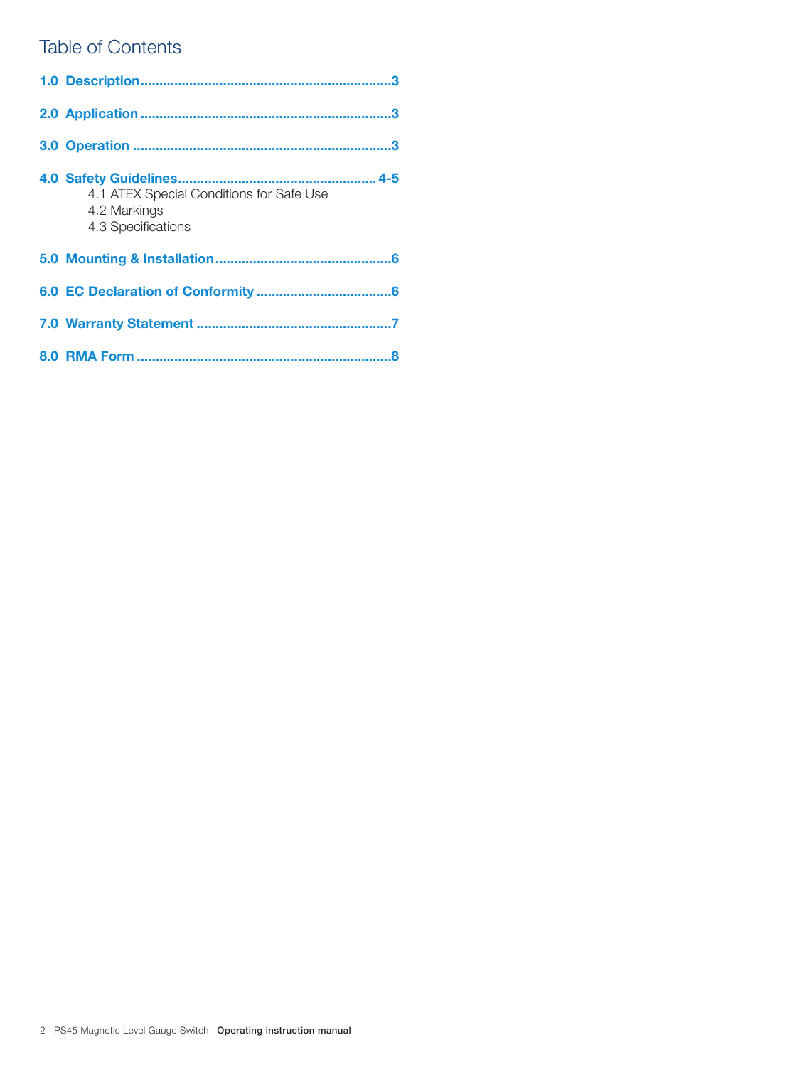# Table of Contents

**1.0 Description** .................................................................3

**2.0 Application** .................................................................3

**3.0 Operation** .................................................................3

**4.0 Safety Guidelines** .................................................... 4-5
- 4.1 ATEX Special Conditions for Safe Use
- 4.2 Markings
- 4.3 Specifications

**5.0 Mounting & Installation** ..............................................6

**6.0 EC Declaration of Conformity** ...................................6

**7.0 Warranty Statement** ...................................................7

**8.0 RMA Form** .................................................................8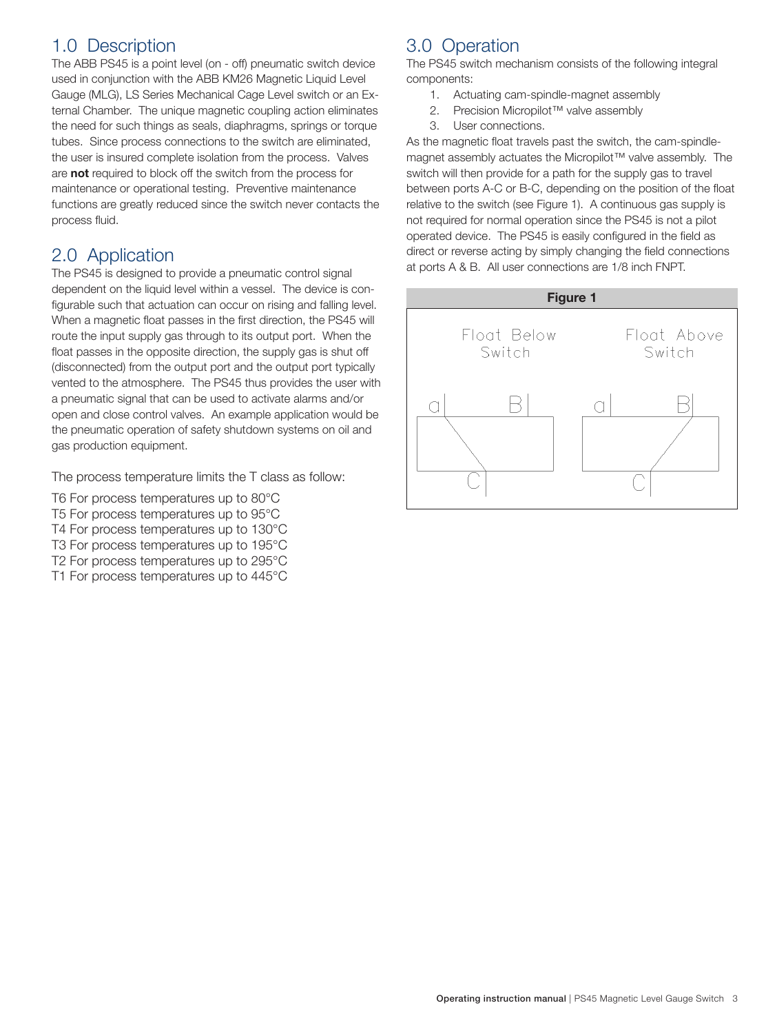## 1.0 Description

The ABB PS45 is a point level (on - off) pneumatic switch device used in conjunction with the ABB KM26 Magnetic Liquid Level Gauge (MLG), LS Series Mechanical Cage Level switch or an External Chamber. The unique magnetic coupling action eliminates the need for such things as seals, diaphragms, springs or torque tubes. Since process connections to the switch are eliminated, the user is insured complete isolation from the process. Valves are **not** required to block off the switch from the process for maintenance or operational testing. Preventive maintenance functions are greatly reduced since the switch never contacts the process fluid.

## 2.0 Application

The PS45 is designed to provide a pneumatic control signal dependent on the liquid level within a vessel. The device is configurable such that actuation can occur on rising and falling level. When a magnetic float passes in the first direction, the PS45 will route the input supply gas through to its output port. When the float passes in the opposite direction, the supply gas is shut off (disconnected) from the output port and the output port typically vented to the atmosphere. The PS45 thus provides the user with a pneumatic signal that can be used to activate alarms and/or open and close control valves. An example application would be the pneumatic operation of safety shutdown systems on oil and gas production equipment.

The process temperature limits the T class as follow:

T6 For process temperatures up to 80°C
T5 For process temperatures up to 95°C
T4 For process temperatures up to 130°C
T3 For process temperatures up to 195°C
T2 For process temperatures up to 295°C
T1 For process temperatures up to 445°C

## 3.0 Operation

The PS45 switch mechanism consists of the following integral components:

1. Actuating cam-spindle-magnet assembly
2. Precision Micropilot™ valve assembly
3. User connections.

As the magnetic float travels past the switch, the cam-spindle-magnet assembly actuates the Micropilot™ valve assembly. The switch will then provide for a path for the supply gas to travel between ports A-C or B-C, depending on the position of the float relative to the switch (see Figure 1). A continuous gas supply is not required for normal operation since the PS45 is not a pilot operated device. The PS45 is easily configured in the field as direct or reverse acting by simply changing the field connections at ports A & B. All user connections are 1/8 inch FNPT.

**Figure 1**

Float Below Switch — a, B, C

Float Above Switch — a, B, C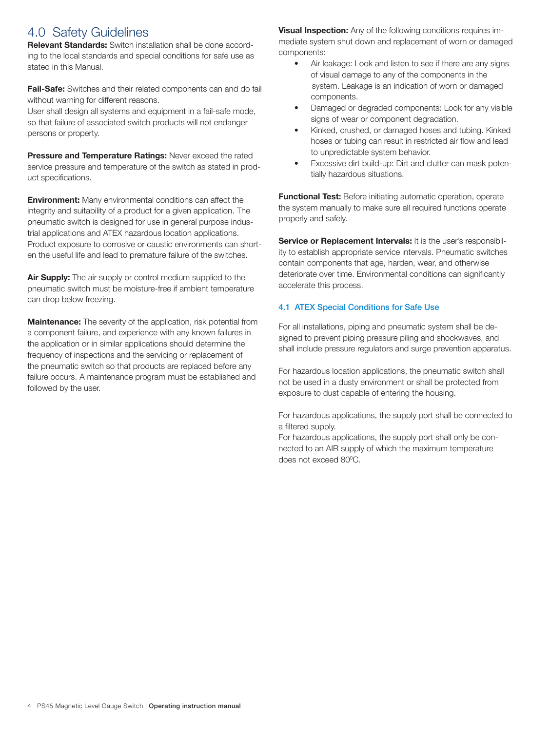## 4.0 Safety Guidelines

**Relevant Standards:** Switch installation shall be done according to the local standards and special conditions for safe use as stated in this Manual.

**Fail-Safe:** Switches and their related components can and do fail without warning for different reasons.
User shall design all systems and equipment in a fail-safe mode, so that failure of associated switch products will not endanger persons or property.

**Pressure and Temperature Ratings:** Never exceed the rated service pressure and temperature of the switch as stated in product specifications.

**Environment:** Many environmental conditions can affect the integrity and suitability of a product for a given application. The pneumatic switch is designed for use in general purpose industrial applications and ATEX hazardous location applications. Product exposure to corrosive or caustic environments can shorten the useful life and lead to premature failure of the switches.

**Air Supply:** The air supply or control medium supplied to the pneumatic switch must be moisture-free if ambient temperature can drop below freezing.

**Maintenance:** The severity of the application, risk potential from a component failure, and experience with any known failures in the application or in similar applications should determine the frequency of inspections and the servicing or replacement of the pneumatic switch so that products are replaced before any failure occurs. A maintenance program must be established and followed by the user.

**Visual Inspection:** Any of the following conditions requires immediate system shut down and replacement of worn or damaged components:

- Air leakage: Look and listen to see if there are any signs of visual damage to any of the components in the system. Leakage is an indication of worn or damaged components.
- Damaged or degraded components: Look for any visible signs of wear or component degradation.
- Kinked, crushed, or damaged hoses and tubing. Kinked hoses or tubing can result in restricted air flow and lead to unpredictable system behavior.
- Excessive dirt build-up: Dirt and clutter can mask potentially hazardous situations.

**Functional Test:** Before initiating automatic operation, operate the system manually to make sure all required functions operate properly and safely.

**Service or Replacement Intervals:** It is the user's responsibility to establish appropriate service intervals. Pneumatic switches contain components that age, harden, wear, and otherwise deteriorate over time. Environmental conditions can significantly accelerate this process.

### 4.1 ATEX Special Conditions for Safe Use

For all installations, piping and pneumatic system shall be designed to prevent piping pressure piling and shockwaves, and shall include pressure regulators and surge prevention apparatus.

For hazardous location applications, the pneumatic switch shall not be used in a dusty environment or shall be protected from exposure to dust capable of entering the housing.

For hazardous applications, the supply port shall be connected to a filtered supply.
For hazardous applications, the supply port shall only be connected to an AIR supply of which the maximum temperature does not exceed 80$^0$C.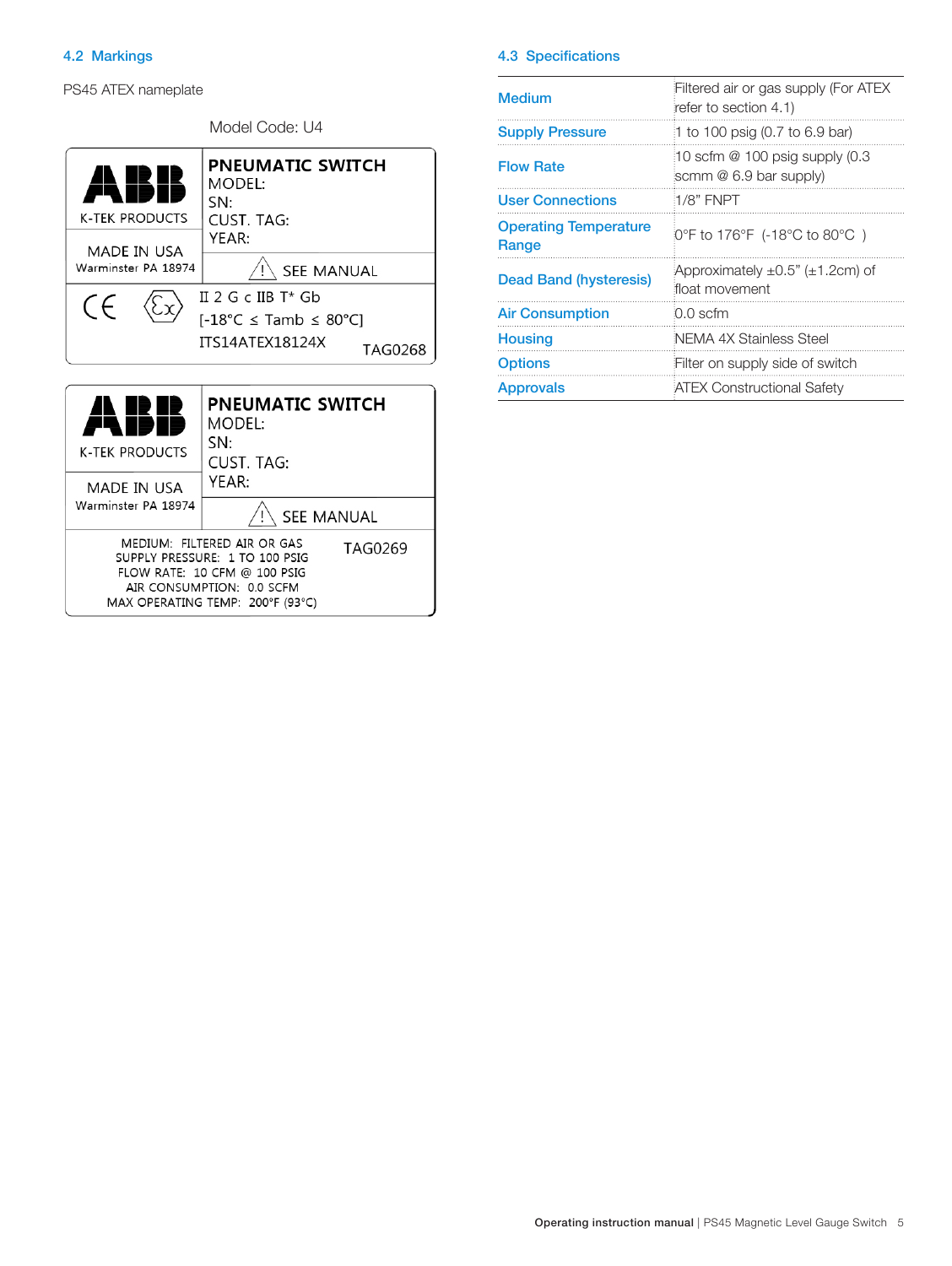## 4.2 Markings

PS45 ATEX nameplate

Model Code: U4

ABB
K-TEK PRODUCTS
MADE IN USA
Warminster PA 18974

**PNEUMATIC SWITCH**
MODEL:
SN:
CUST. TAG:
YEAR:

⚠ SEE MANUAL

CE Ex II 2 G c IIB T* Gb
[-18°C ≤ Tamb ≤ 80°C]
ITS14ATEX18124X
TAG0268

ABB
K-TEK PRODUCTS
MADE IN USA
Warminster PA 18974

**PNEUMATIC SWITCH**
MODEL:
SN:
CUST. TAG:
YEAR:

⚠ SEE MANUAL

MEDIUM: FILTERED AIR OR GAS
SUPPLY PRESSURE: 1 TO 100 PSIG
FLOW RATE: 10 CFM @ 100 PSIG
AIR CONSUMPTION: 0.0 SCFM
MAX OPERATING TEMP: 200°F (93°C)
TAG0269

## 4.3 Specifications

| | |
|---|---|
| **Medium** | Filtered air or gas supply (For ATEX refer to section 4.1) |
| **Supply Pressure** | 1 to 100 psig (0.7 to 6.9 bar) |
| **Flow Rate** | 10 scfm @ 100 psig supply (0.3 scmm @ 6.9 bar supply) |
| **User Connections** | 1/8" FNPT |
| **Operating Temperature Range** | 0°F to 176°F (-18°C to 80°C ) |
| **Dead Band (hysteresis)** | Approximately ±0.5" (±1.2cm) of float movement |
| **Air Consumption** | 0.0 scfm |
| **Housing** | NEMA 4X Stainless Steel |
| **Options** | Filter on supply side of switch |
| **Approvals** | ATEX Constructional Safety |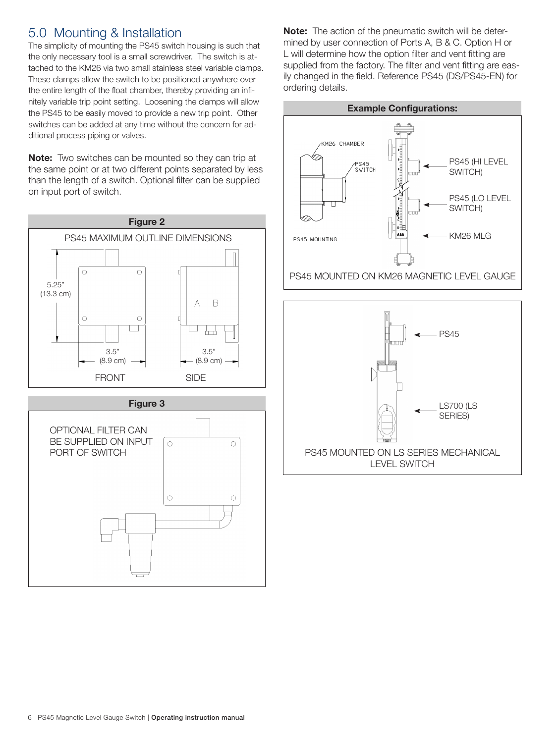## 5.0 Mounting & Installation

The simplicity of mounting the PS45 switch housing is such that the only necessary tool is a small screwdriver. The switch is attached to the KM26 via two small stainless steel variable clamps. These clamps allow the switch to be positioned anywhere over the entire length of the float chamber, thereby providing an infinitely variable trip point setting. Loosening the clamps will allow the PS45 to be easily moved to provide a new trip point. Other switches can be added at any time without the concern for additional process piping or valves.

**Note:** Two switches can be mounted so they can trip at the same point or at two different points separated by less than the length of a switch. Optional filter can be supplied on input port of switch.

**Figure 2**

PS45 MAXIMUM OUTLINE DIMENSIONS

5.25" (13.3 cm)

3.5" (8.9 cm) — FRONT

3.5" (8.9 cm) — SIDE

A B

**Figure 3**

OPTIONAL FILTER CAN BE SUPPLIED ON INPUT PORT OF SWITCH

**Note:** The action of the pneumatic switch will be determined by user connection of Ports A, B & C. Option H or L will determine how the option filter and vent fitting are supplied from the factory. The filter and vent fitting are easily changed in the field. Reference PS45 (DS/PS45-EN) for ordering details.

**Example Configurations:**

KM26 CHAMBER

PS45 SWITCH

PS45 MOUNTING

PS45 (HI LEVEL SWITCH)

PS45 (LO LEVEL SWITCH)

KM26 MLG

PS45 MOUNTED ON KM26 MAGNETIC LEVEL GAUGE

PS45

LS700 (LS SERIES)

PS45 MOUNTED ON LS SERIES MECHANICAL LEVEL SWITCH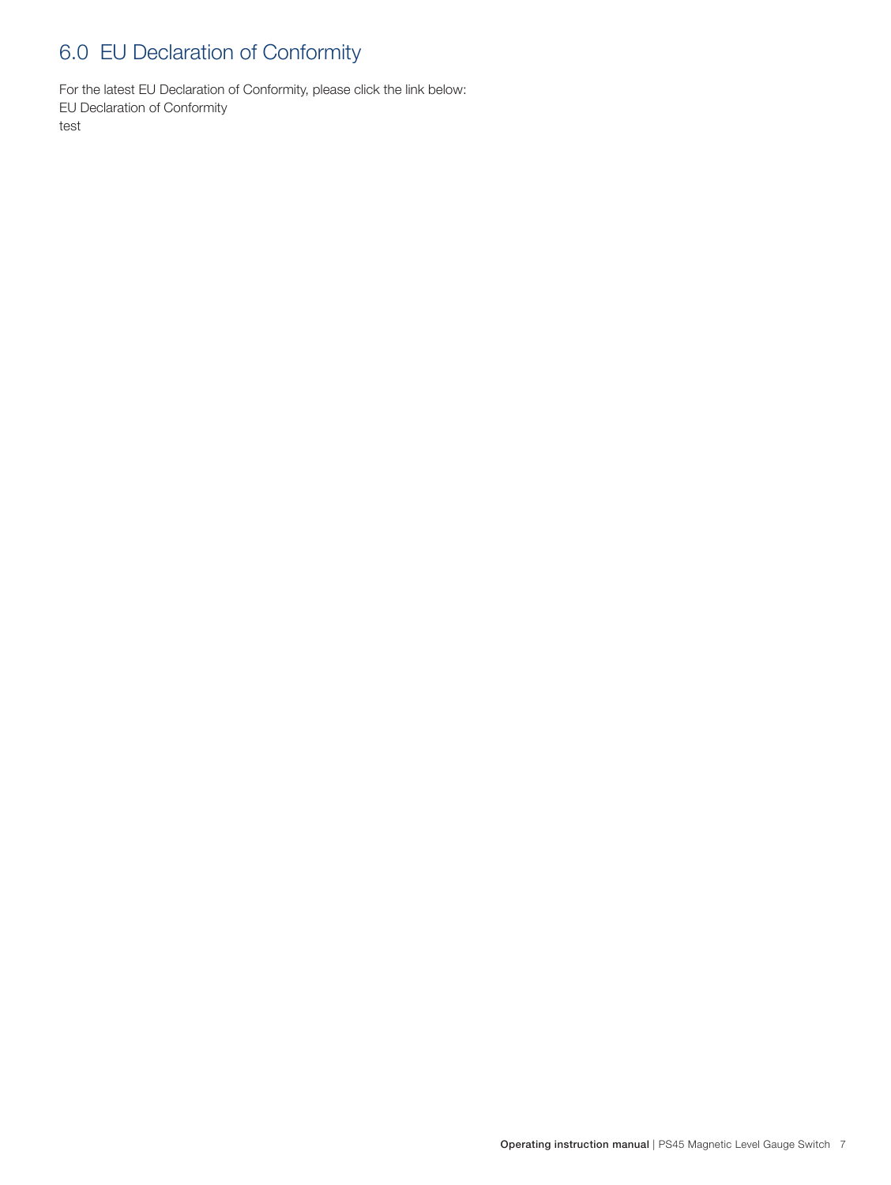# 6.0 EU Declaration of Conformity

For the latest EU Declaration of Conformity, please click the link below:
EU Declaration of Conformity
test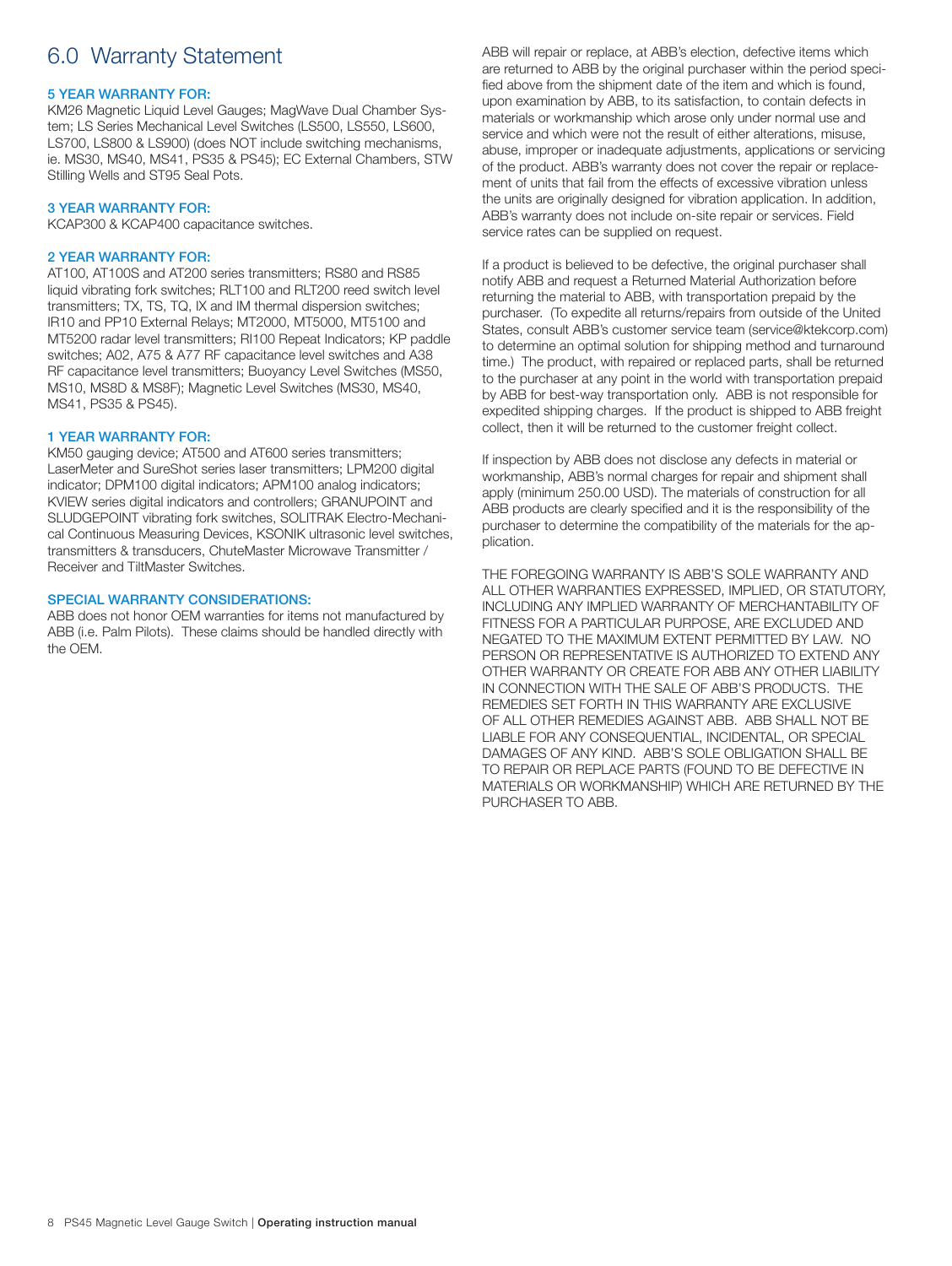# 6.0 Warranty Statement

### 5 YEAR WARRANTY FOR:

KM26 Magnetic Liquid Level Gauges; MagWave Dual Chamber System; LS Series Mechanical Level Switches (LS500, LS550, LS600, LS700, LS800 & LS900) (does NOT include switching mechanisms, ie. MS30, MS40, MS41, PS35 & PS45); EC External Chambers, STW Stilling Wells and ST95 Seal Pots.

### 3 YEAR WARRANTY FOR:

KCAP300 & KCAP400 capacitance switches.

### 2 YEAR WARRANTY FOR:

AT100, AT100S and AT200 series transmitters; RS80 and RS85 liquid vibrating fork switches; RLT100 and RLT200 reed switch level transmitters; TX, TS, TQ, IX and IM thermal dispersion switches; IR10 and PP10 External Relays; MT2000, MT5000, MT5100 and MT5200 radar level transmitters; RI100 Repeat Indicators; KP paddle switches; A02, A75 & A77 RF capacitance level switches and A38 RF capacitance level transmitters; Buoyancy Level Switches (MS50, MS10, MS8D & MS8F); Magnetic Level Switches (MS30, MS40, MS41, PS35 & PS45).

### 1 YEAR WARRANTY FOR:

KM50 gauging device; AT500 and AT600 series transmitters; LaserMeter and SureShot series laser transmitters; LPM200 digital indicator; DPM100 digital indicators; APM100 analog indicators; KVIEW series digital indicators and controllers; GRANUPOINT and SLUDGEPOINT vibrating fork switches, SOLITRAK Electro-Mechanical Continuous Measuring Devices, KSONIK ultrasonic level switches, transmitters & transducers, ChuteMaster Microwave Transmitter / Receiver and TiltMaster Switches.

### SPECIAL WARRANTY CONSIDERATIONS:

ABB does not honor OEM warranties for items not manufactured by ABB (i.e. Palm Pilots). These claims should be handled directly with the OEM.

ABB will repair or replace, at ABB's election, defective items which are returned to ABB by the original purchaser within the period specified above from the shipment date of the item and which is found, upon examination by ABB, to its satisfaction, to contain defects in materials or workmanship which arose only under normal use and service and which were not the result of either alterations, misuse, abuse, improper or inadequate adjustments, applications or servicing of the product. ABB's warranty does not cover the repair or replacement of units that fail from the effects of excessive vibration unless the units are originally designed for vibration application. In addition, ABB's warranty does not include on-site repair or services. Field service rates can be supplied on request.

If a product is believed to be defective, the original purchaser shall notify ABB and request a Returned Material Authorization before returning the material to ABB, with transportation prepaid by the purchaser. (To expedite all returns/repairs from outside of the United States, consult ABB's customer service team (service@ktekcorp.com) to determine an optimal solution for shipping method and turnaround time.) The product, with repaired or replaced parts, shall be returned to the purchaser at any point in the world with transportation prepaid by ABB for best-way transportation only. ABB is not responsible for expedited shipping charges. If the product is shipped to ABB freight collect, then it will be returned to the customer freight collect.

If inspection by ABB does not disclose any defects in material or workmanship, ABB's normal charges for repair and shipment shall apply (minimum 250.00 USD). The materials of construction for all ABB products are clearly specified and it is the responsibility of the purchaser to determine the compatibility of the materials for the application.

THE FOREGOING WARRANTY IS ABB'S SOLE WARRANTY AND ALL OTHER WARRANTIES EXPRESSED, IMPLIED, OR STATUTORY, INCLUDING ANY IMPLIED WARRANTY OF MERCHANTABILITY OF FITNESS FOR A PARTICULAR PURPOSE, ARE EXCLUDED AND NEGATED TO THE MAXIMUM EXTENT PERMITTED BY LAW. NO PERSON OR REPRESENTATIVE IS AUTHORIZED TO EXTEND ANY OTHER WARRANTY OR CREATE FOR ABB ANY OTHER LIABILITY IN CONNECTION WITH THE SALE OF ABB'S PRODUCTS. THE REMEDIES SET FORTH IN THIS WARRANTY ARE EXCLUSIVE OF ALL OTHER REMEDIES AGAINST ABB. ABB SHALL NOT BE LIABLE FOR ANY CONSEQUENTIAL, INCIDENTAL, OR SPECIAL DAMAGES OF ANY KIND. ABB'S SOLE OBLIGATION SHALL BE TO REPAIR OR REPLACE PARTS (FOUND TO BE DEFECTIVE IN MATERIALS OR WORKMANSHIP) WHICH ARE RETURNED BY THE PURCHASER TO ABB.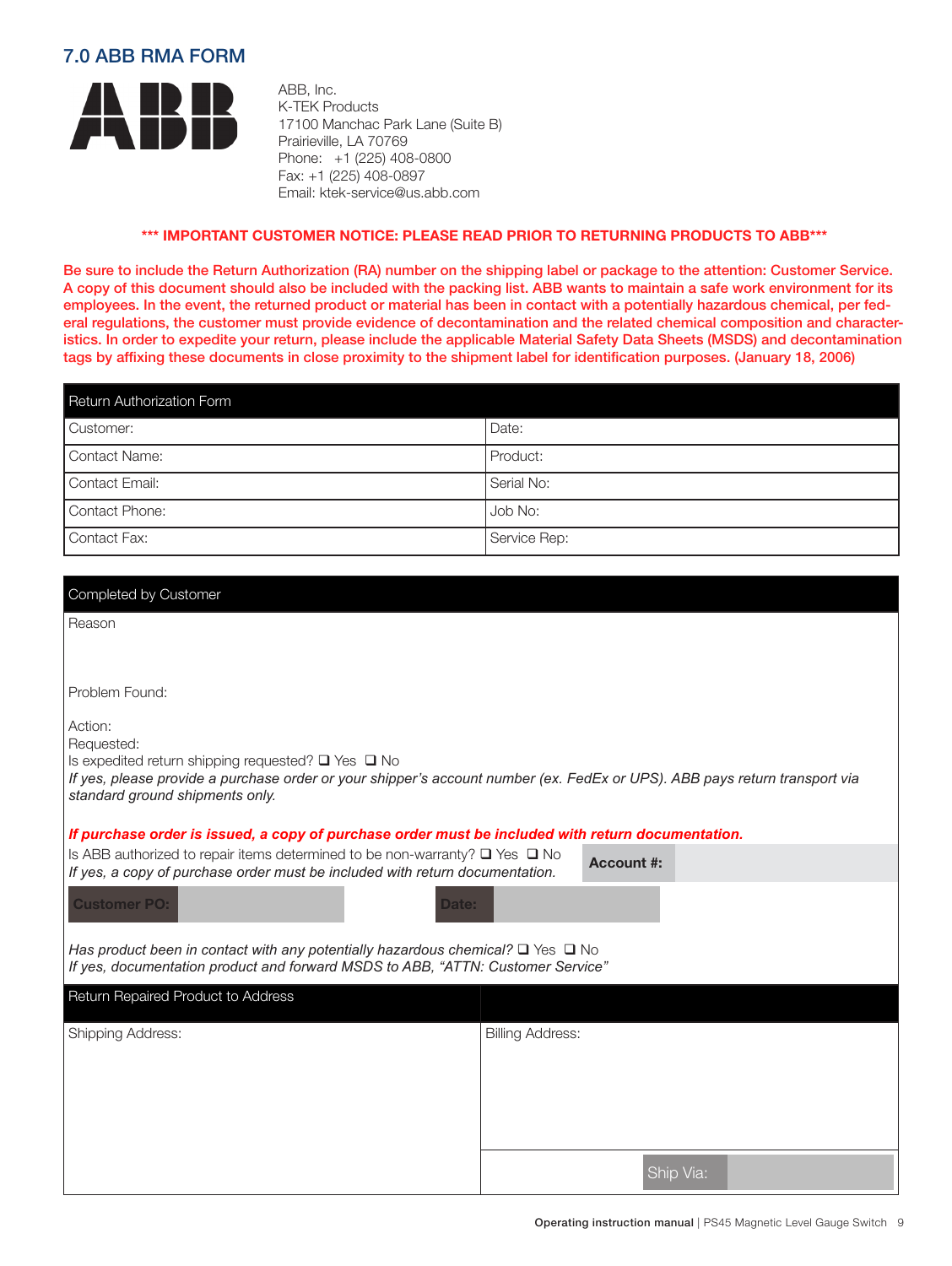## 7.0 ABB RMA FORM

ABB, Inc.
K-TEK Products
17100 Manchac Park Lane (Suite B)
Prairieville, LA 70769
Phone: +1 (225) 408-0800
Fax: +1 (225) 408-0897
Email: ktek-service@us.abb.com

**\*\*\* IMPORTANT CUSTOMER NOTICE: PLEASE READ PRIOR TO RETURNING PRODUCTS TO ABB\*\*\***

**Be sure to include the Return Authorization (RA) number on the shipping label or package to the attention: Customer Service. A copy of this document should also be included with the packing list. ABB wants to maintain a safe work environment for its employees. In the event, the returned product or material has been in contact with a potentially hazardous chemical, per federal regulations, the customer must provide evidence of decontamination and the related chemical composition and characteristics. In order to expedite your return, please include the applicable Material Safety Data Sheets (MSDS) and decontamination tags by affixing these documents in close proximity to the shipment label for identification purposes. (January 18, 2006)**

| Return Authorization Form | |
|---|---|
| Customer: | Date: |
| Contact Name: | Product: |
| Contact Email: | Serial No: |
| Contact Phone: | Job No: |
| Contact Fax: | Service Rep: |

**Completed by Customer**

Reason

Problem Found:

Action:
Requested:
Is expedited return shipping requested? ❑ Yes ❑ No
*If yes, please provide a purchase order or your shipper's account number (ex. FedEx or UPS). ABB pays return transport via standard ground shipments only.*

***If purchase order is issued, a copy of purchase order must be included with return documentation.***

Is ABB authorized to repair items determined to be non-warranty? ❑ Yes ❑ No
*If yes, a copy of purchase order must be included with return documentation.*

**Account #:**

**Customer PO:** **Date:**

*Has product been in contact with any potentially hazardous chemical?* ❑ Yes ❑ No
*If yes, documentation product and forward MSDS to ABB, "ATTN: Customer Service"*

| Return Repaired Product to Address | |
|---|---|
| Shipping Address: | Billing Address: |
| | Ship Via: |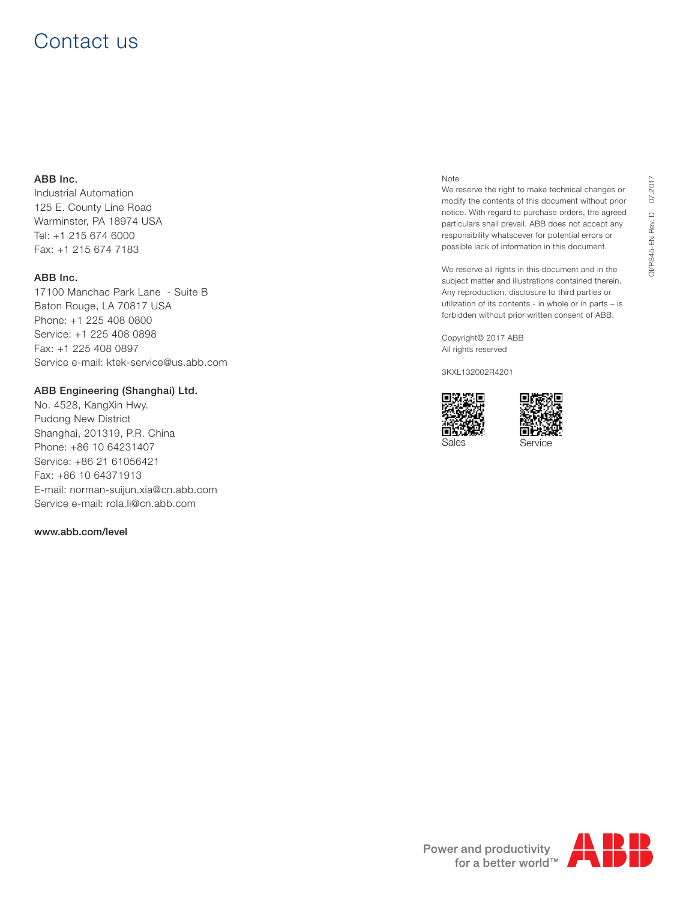# Contact us

**ABB Inc.**
Industrial Automation
125 E. County Line Road
Warminster, PA 18974 USA
Tel: +1 215 674 6000
Fax: +1 215 674 7183

**ABB Inc.**
17100 Manchac Park Lane - Suite B
Baton Rouge, LA 70817 USA
Phone: +1 225 408 0800
Service: +1 225 408 0898
Fax: +1 225 408 0897
Service e-mail: ktek-service@us.abb.com

**ABB Engineering (Shanghai) Ltd.**
No. 4528, KangXin Hwy.
Pudong New District
Shanghai, 201319, P.R. China
Phone: +86 10 64231407
Service: +86 21 61056421
Fax: +86 10 64371913
E-mail: norman-suijun.xia@cn.abb.com
Service e-mail: rola.li@cn.abb.com

**www.abb.com/level**

Note
We reserve the right to make technical changes or modify the contents of this document without prior notice. With regard to purchase orders, the agreed particulars shall prevail. ABB does not accept any responsibility whatsoever for potential errors or possible lack of information in this document.

We reserve all rights in this document and in the subject matter and illustrations contained therein. Any reproduction, disclosure to third parties or utilization of its contents - in whole or in parts – is forbidden without prior written consent of ABB.

Copyright© 2017 ABB
All rights reserved

3KXL132002R4201

Sales

Service

OI/PS45-EN Rev. D 07.2017

Power and productivity
for a better world™